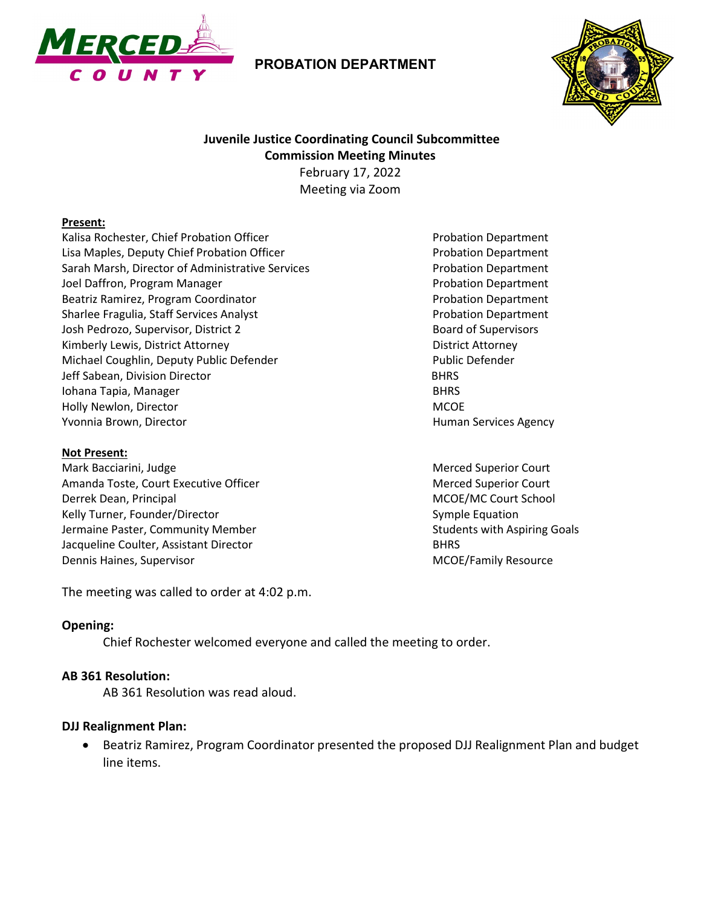MERCED COUNTY

PROBATION DEPARTMENT

## Juvenile Justice Coordinating Council Subcommittee
## Commission Meeting Minutes

February 17, 2022
Meeting via Zoom

**Present:**

| | |
|---|---|
| Kalisa Rochester, Chief Probation Officer | Probation Department |
| Lisa Maples, Deputy Chief Probation Officer | Probation Department |
| Sarah Marsh, Director of Administrative Services | Probation Department |
| Joel Daffron, Program Manager | Probation Department |
| Beatriz Ramirez, Program Coordinator | Probation Department |
| Sharlee Fragulia, Staff Services Analyst | Probation Department |
| Josh Pedrozo, Supervisor, District 2 | Board of Supervisors |
| Kimberly Lewis, District Attorney | District Attorney |
| Michael Coughlin, Deputy Public Defender | Public Defender |
| Jeff Sabean, Division Director | BHRS |
| Iohana Tapia, Manager | BHRS |
| Holly Newlon, Director | MCOE |
| Yvonnia Brown, Director | Human Services Agency |

**Not Present:**

| | |
|---|---|
| Mark Bacciarini, Judge | Merced Superior Court |
| Amanda Toste, Court Executive Officer | Merced Superior Court |
| Derrek Dean, Principal | MCOE/MC Court School |
| Kelly Turner, Founder/Director | Symple Equation |
| Jermaine Paster, Community Member | Students with Aspiring Goals |
| Jacqueline Coulter, Assistant Director | BHRS |
| Dennis Haines, Supervisor | MCOE/Family Resource |

The meeting was called to order at 4:02 p.m.

**Opening:**

Chief Rochester welcomed everyone and called the meeting to order.

**AB 361 Resolution:**

AB 361 Resolution was read aloud.

**DJJ Realignment Plan:**

- Beatriz Ramirez, Program Coordinator presented the proposed DJJ Realignment Plan and budget line items.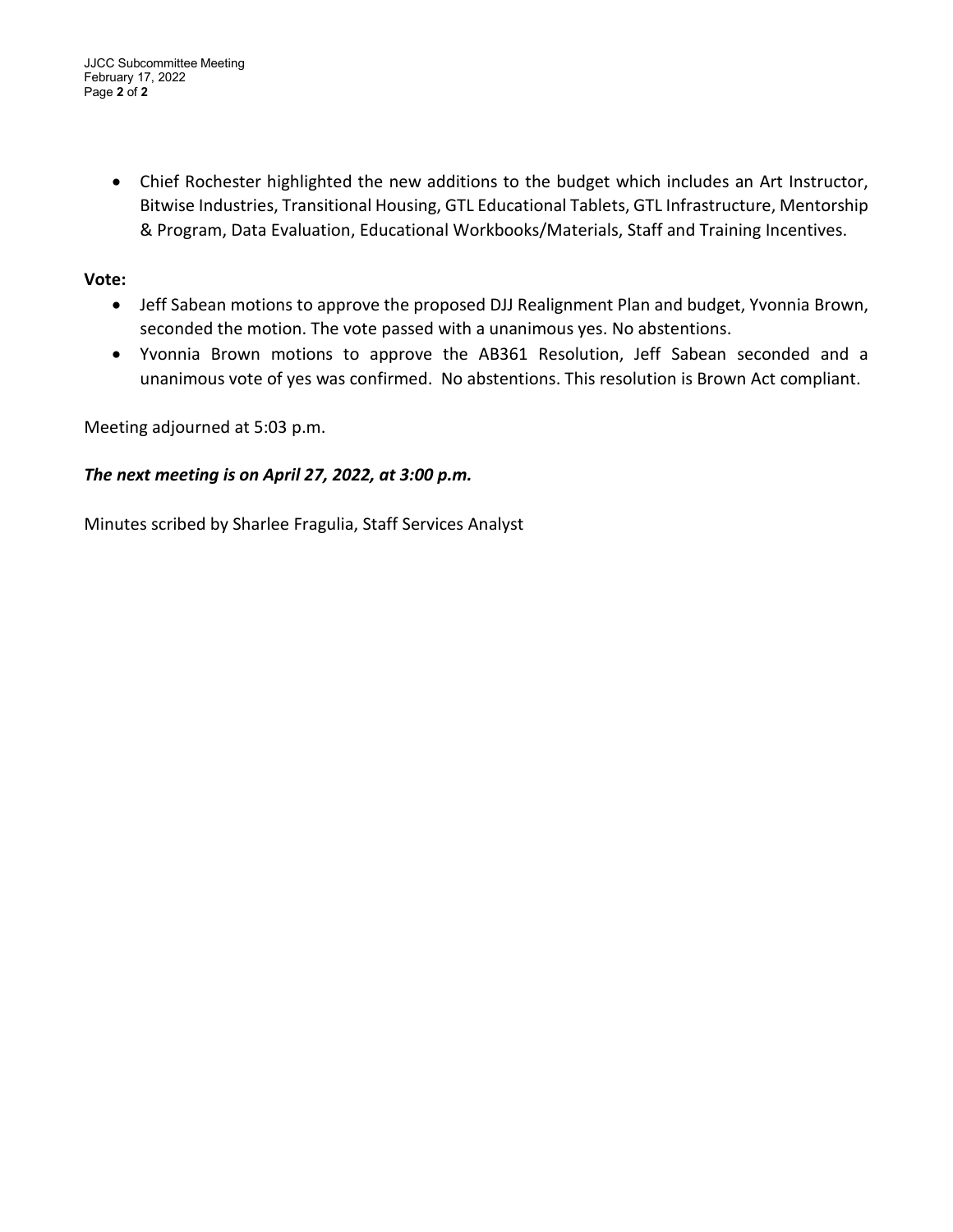- Chief Rochester highlighted the new additions to the budget which includes an Art Instructor, Bitwise Industries, Transitional Housing, GTL Educational Tablets, GTL Infrastructure, Mentorship & Program, Data Evaluation, Educational Workbooks/Materials, Staff and Training Incentives.

**Vote:**

- Jeff Sabean motions to approve the proposed DJJ Realignment Plan and budget, Yvonnia Brown, seconded the motion. The vote passed with a unanimous yes. No abstentions.
- Yvonnia Brown motions to approve the AB361 Resolution, Jeff Sabean seconded and a unanimous vote of yes was confirmed. No abstentions. This resolution is Brown Act compliant.

Meeting adjourned at 5:03 p.m.

***The next meeting is on April 27, 2022, at 3:00 p.m.***

Minutes scribed by Sharlee Fragulia, Staff Services Analyst